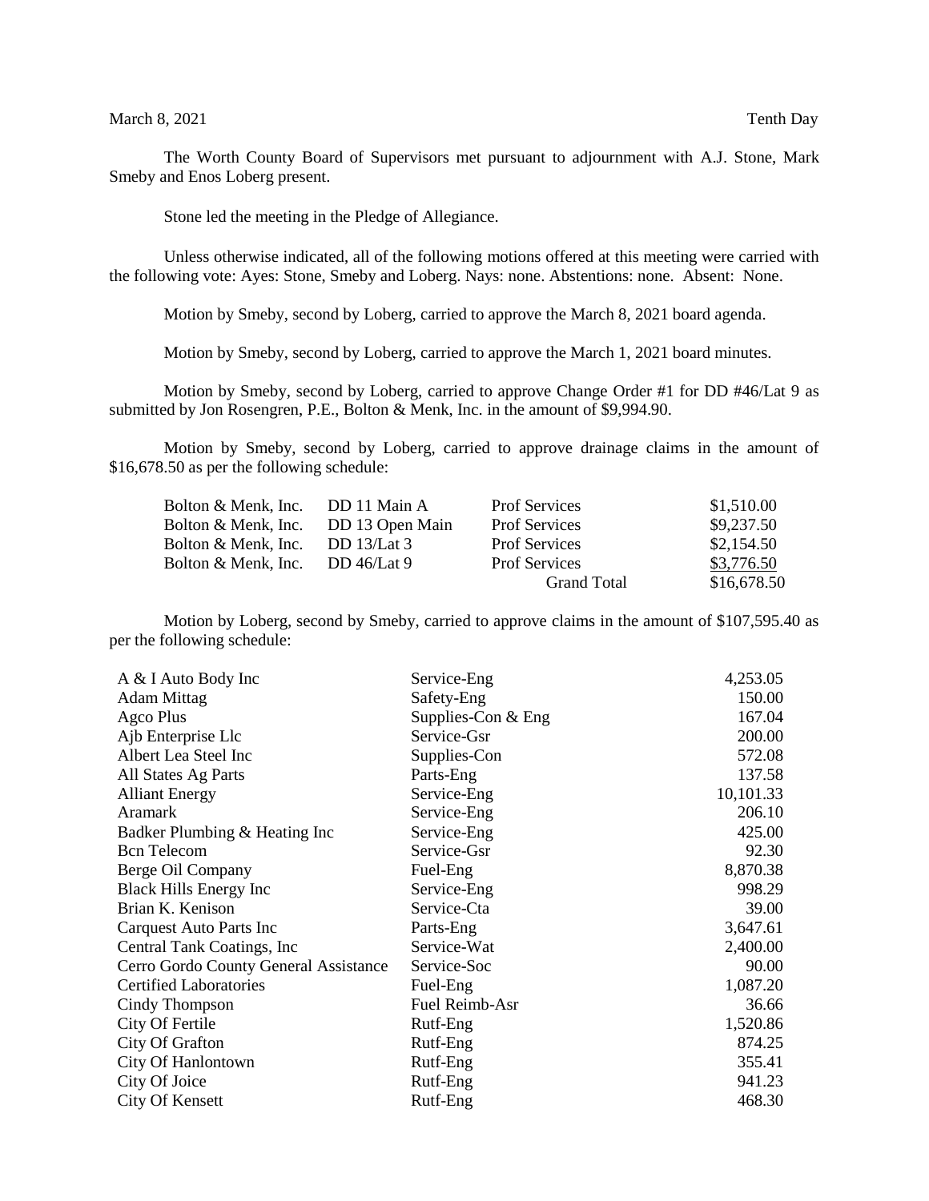March 8, 2021 Tenth Day

The Worth County Board of Supervisors met pursuant to adjournment with A.J. Stone, Mark Smeby and Enos Loberg present.

Stone led the meeting in the Pledge of Allegiance.

Unless otherwise indicated, all of the following motions offered at this meeting were carried with the following vote: Ayes: Stone, Smeby and Loberg. Nays: none. Abstentions: none. Absent: None.

Motion by Smeby, second by Loberg, carried to approve the March 8, 2021 board agenda.

Motion by Smeby, second by Loberg, carried to approve the March 1, 2021 board minutes.

Motion by Smeby, second by Loberg, carried to approve Change Order #1 for DD #46/Lat 9 as submitted by Jon Rosengren, P.E., Bolton & Menk, Inc. in the amount of $9,994.90.

Motion by Smeby, second by Loberg, carried to approve drainage claims in the amount of $16,678.50 as per the following schedule:

| | | | |
|---|---|---|---|
| Bolton & Menk, Inc. | DD 11 Main A | Prof Services | $1,510.00 |
| Bolton & Menk, Inc. | DD 13 Open Main | Prof Services | $9,237.50 |
| Bolton & Menk, Inc. | DD 13/Lat 3 | Prof Services | $2,154.50 |
| Bolton & Menk, Inc. | DD 46/Lat 9 | Prof Services | $3,776.50 |
| | | Grand Total | $16,678.50 |

Motion by Loberg, second by Smeby, carried to approve claims in the amount of $107,595.40 as per the following schedule:

| | | |
|---|---|---|
| A & I Auto Body Inc | Service-Eng | 4,253.05 |
| Adam Mittag | Safety-Eng | 150.00 |
| Agco Plus | Supplies-Con & Eng | 167.04 |
| Ajb Enterprise Llc | Service-Gsr | 200.00 |
| Albert Lea Steel Inc | Supplies-Con | 572.08 |
| All States Ag Parts | Parts-Eng | 137.58 |
| Alliant Energy | Service-Eng | 10,101.33 |
| Aramark | Service-Eng | 206.10 |
| Badker Plumbing & Heating Inc | Service-Eng | 425.00 |
| Bcn Telecom | Service-Gsr | 92.30 |
| Berge Oil Company | Fuel-Eng | 8,870.38 |
| Black Hills Energy Inc | Service-Eng | 998.29 |
| Brian K. Kenison | Service-Cta | 39.00 |
| Carquest Auto Parts Inc | Parts-Eng | 3,647.61 |
| Central Tank Coatings, Inc | Service-Wat | 2,400.00 |
| Cerro Gordo County General Assistance | Service-Soc | 90.00 |
| Certified Laboratories | Fuel-Eng | 1,087.20 |
| Cindy Thompson | Fuel Reimb-Asr | 36.66 |
| City Of Fertile | Rutf-Eng | 1,520.86 |
| City Of Grafton | Rutf-Eng | 874.25 |
| City Of Hanlontown | Rutf-Eng | 355.41 |
| City Of Joice | Rutf-Eng | 941.23 |
| City Of Kensett | Rutf-Eng | 468.30 |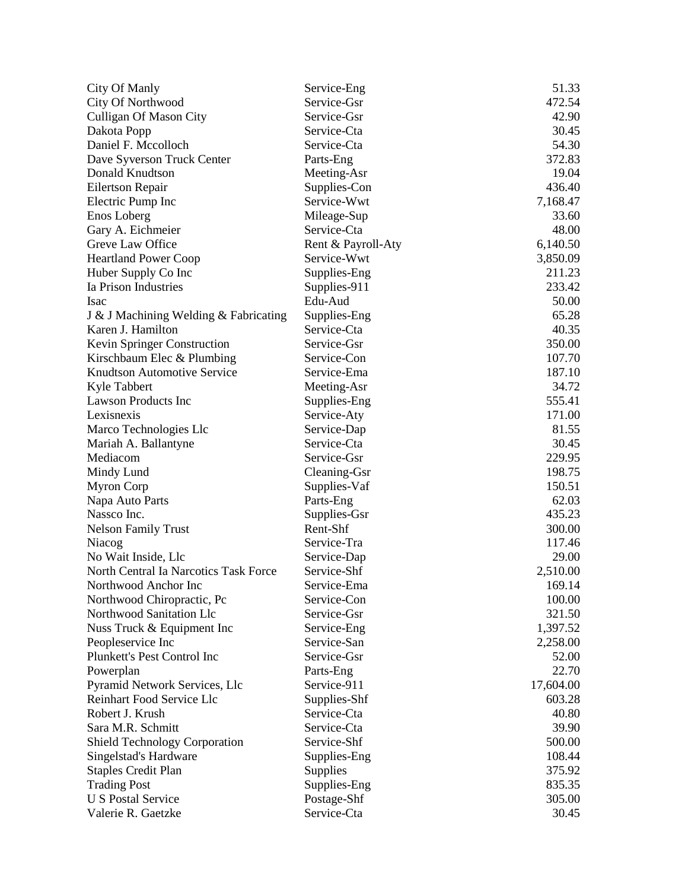| | | |
|---|---|---|
| City Of Manly | Service-Eng | 51.33 |
| City Of Northwood | Service-Gsr | 472.54 |
| Culligan Of Mason City | Service-Gsr | 42.90 |
| Dakota Popp | Service-Cta | 30.45 |
| Daniel F. Mccolloch | Service-Cta | 54.30 |
| Dave Syverson Truck Center | Parts-Eng | 372.83 |
| Donald Knudtson | Meeting-Asr | 19.04 |
| Eilertson Repair | Supplies-Con | 436.40 |
| Electric Pump Inc | Service-Wwt | 7,168.47 |
| Enos Loberg | Mileage-Sup | 33.60 |
| Gary A. Eichmeier | Service-Cta | 48.00 |
| Greve Law Office | Rent & Payroll-Aty | 6,140.50 |
| Heartland Power Coop | Service-Wwt | 3,850.09 |
| Huber Supply Co Inc | Supplies-Eng | 211.23 |
| Ia Prison Industries | Supplies-911 | 233.42 |
| Isac | Edu-Aud | 50.00 |
| J & J Machining Welding & Fabricating | Supplies-Eng | 65.28 |
| Karen J. Hamilton | Service-Cta | 40.35 |
| Kevin Springer Construction | Service-Gsr | 350.00 |
| Kirschbaum Elec & Plumbing | Service-Con | 107.70 |
| Knudtson Automotive Service | Service-Ema | 187.10 |
| Kyle Tabbert | Meeting-Asr | 34.72 |
| Lawson Products Inc | Supplies-Eng | 555.41 |
| Lexisnexis | Service-Aty | 171.00 |
| Marco Technologies Llc | Service-Dap | 81.55 |
| Mariah A. Ballantyne | Service-Cta | 30.45 |
| Mediacom | Service-Gsr | 229.95 |
| Mindy Lund | Cleaning-Gsr | 198.75 |
| Myron Corp | Supplies-Vaf | 150.51 |
| Napa Auto Parts | Parts-Eng | 62.03 |
| Nassco Inc. | Supplies-Gsr | 435.23 |
| Nelson Family Trust | Rent-Shf | 300.00 |
| Niacog | Service-Tra | 117.46 |
| No Wait Inside, Llc | Service-Dap | 29.00 |
| North Central Ia Narcotics Task Force | Service-Shf | 2,510.00 |
| Northwood Anchor Inc | Service-Ema | 169.14 |
| Northwood Chiropractic, Pc | Service-Con | 100.00 |
| Northwood Sanitation Llc | Service-Gsr | 321.50 |
| Nuss Truck & Equipment Inc | Service-Eng | 1,397.52 |
| Peopleservice Inc | Service-San | 2,258.00 |
| Plunkett's Pest Control Inc | Service-Gsr | 52.00 |
| Powerplan | Parts-Eng | 22.70 |
| Pyramid Network Services, Llc | Service-911 | 17,604.00 |
| Reinhart Food Service Llc | Supplies-Shf | 603.28 |
| Robert J. Krush | Service-Cta | 40.80 |
| Sara M.R. Schmitt | Service-Cta | 39.90 |
| Shield Technology Corporation | Service-Shf | 500.00 |
| Singelstad's Hardware | Supplies-Eng | 108.44 |
| Staples Credit Plan | Supplies | 375.92 |
| Trading Post | Supplies-Eng | 835.35 |
| U S Postal Service | Postage-Shf | 305.00 |
| Valerie R. Gaetzke | Service-Cta | 30.45 |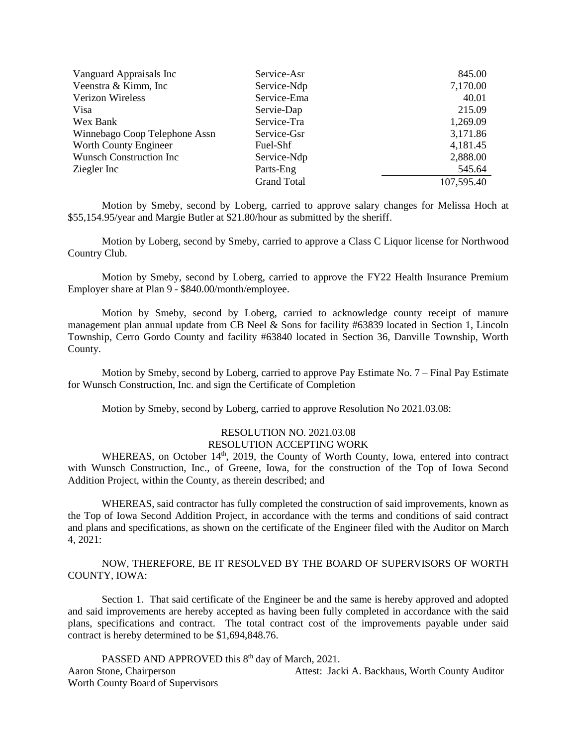| | | |
|---|---|---|
| Vanguard Appraisals Inc | Service-Asr | 845.00 |
| Veenstra & Kimm, Inc | Service-Ndp | 7,170.00 |
| Verizon Wireless | Service-Ema | 40.01 |
| Visa | Servie-Dap | 215.09 |
| Wex Bank | Service-Tra | 1,269.09 |
| Winnebago Coop Telephone Assn | Service-Gsr | 3,171.86 |
| Worth County Engineer | Fuel-Shf | 4,181.45 |
| Wunsch Construction Inc | Service-Ndp | 2,888.00 |
| Ziegler Inc | Parts-Eng | 545.64 |
| | Grand Total | 107,595.40 |

Motion by Smeby, second by Loberg, carried to approve salary changes for Melissa Hoch at $55,154.95/year and Margie Butler at $21.80/hour as submitted by the sheriff.

Motion by Loberg, second by Smeby, carried to approve a Class C Liquor license for Northwood Country Club.

Motion by Smeby, second by Loberg, carried to approve the FY22 Health Insurance Premium Employer share at Plan 9 - $840.00/month/employee.

Motion by Smeby, second by Loberg, carried to acknowledge county receipt of manure management plan annual update from CB Neel & Sons for facility #63839 located in Section 1, Lincoln Township, Cerro Gordo County and facility #63840 located in Section 36, Danville Township, Worth County.

Motion by Smeby, second by Loberg, carried to approve Pay Estimate No. 7 – Final Pay Estimate for Wunsch Construction, Inc. and sign the Certificate of Completion

Motion by Smeby, second by Loberg, carried to approve Resolution No 2021.03.08:

RESOLUTION NO. 2021.03.08
RESOLUTION ACCEPTING WORK

WHEREAS, on October 14th, 2019, the County of Worth County, Iowa, entered into contract with Wunsch Construction, Inc., of Greene, Iowa, for the construction of the Top of Iowa Second Addition Project, within the County, as therein described; and

WHEREAS, said contractor has fully completed the construction of said improvements, known as the Top of Iowa Second Addition Project, in accordance with the terms and conditions of said contract and plans and specifications, as shown on the certificate of the Engineer filed with the Auditor on March 4, 2021:

NOW, THEREFORE, BE IT RESOLVED BY THE BOARD OF SUPERVISORS OF WORTH COUNTY, IOWA:

Section 1. That said certificate of the Engineer be and the same is hereby approved and adopted and said improvements are hereby accepted as having been fully completed in accordance with the said plans, specifications and contract. The total contract cost of the improvements payable under said contract is hereby determined to be $1,694,848.76.

PASSED AND APPROVED this 8th day of March, 2021.

Aaron Stone, Chairperson
Worth County Board of Supervisors

Attest: Jacki A. Backhaus, Worth County Auditor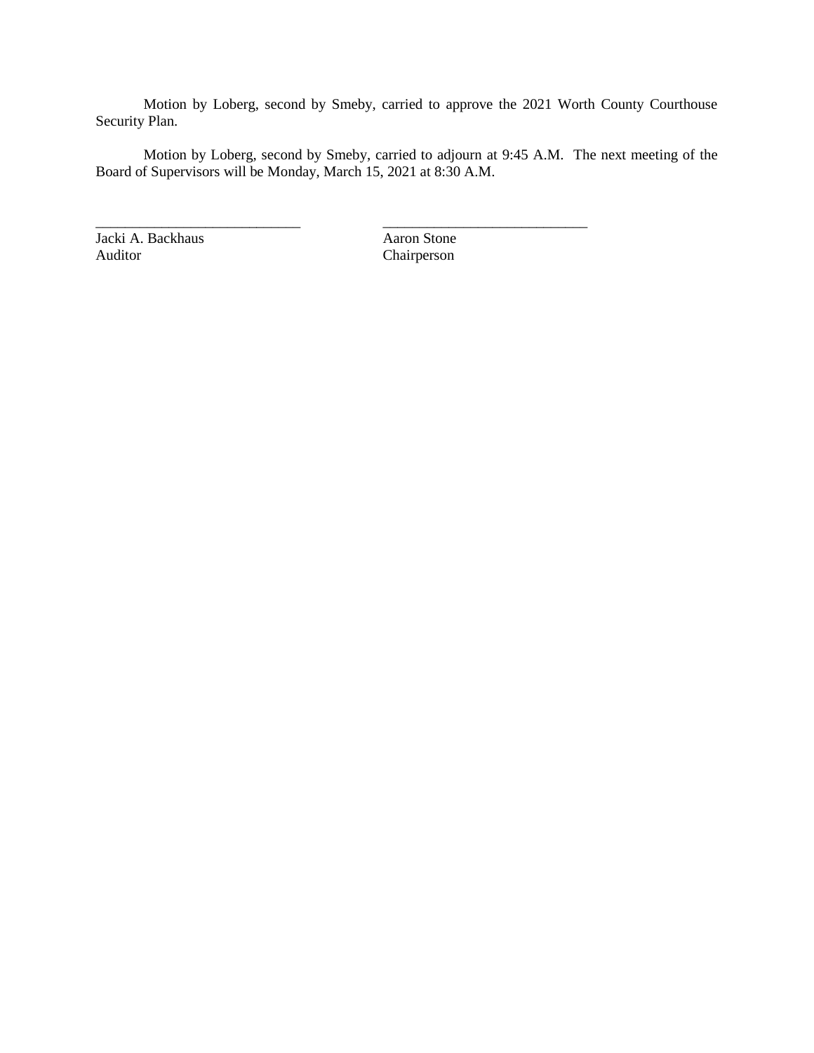Motion by Loberg, second by Smeby, carried to approve the 2021 Worth County Courthouse Security Plan.

Motion by Loberg, second by Smeby, carried to adjourn at 9:45 A.M. The next meeting of the Board of Supervisors will be Monday, March 15, 2021 at 8:30 A.M.

| | |
|---|---|
| ____________________________ | ____________________________ |
| Jacki A. Backhaus | Aaron Stone |
| Auditor | Chairperson |